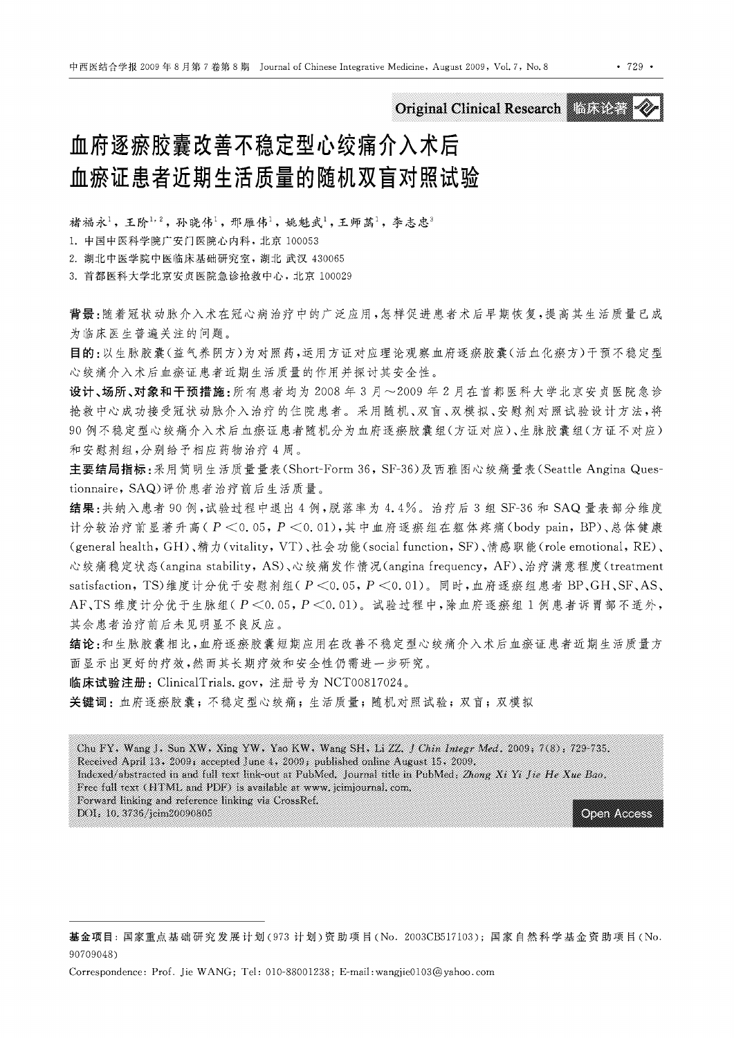Original Clinical Research 临床论著

# 血府逐瘀胶囊改善不稳定型心绞痛介入术后血瘀证患者近期生活质量的随机双盲对照试验

褚福永[1]，王阶[1,2]，孙晓伟[1]，邢雁伟[1]，姚魁武[1]，王师菡[1]，李志忠[3]

1. 中国中医科学院广安门医院心内科，北京 100053
2. 湖北中医学院中医临床基础研究室，湖北 武汉 430065
3. 首都医科大学北京安贞医院急诊抢救中心，北京 100029

**背景**：随着冠状动脉介入术在冠心病治疗中的广泛应用，怎样促进患者术后早期恢复，提高其生活质量已成为临床医生普遍关注的问题。

**目的**：以生脉胶囊（益气养阴方）为对照药，运用方证对应理论观察血府逐瘀胶囊（活血化瘀方）干预不稳定型心绞痛介入术后血瘀证患者近期生活质量的作用并探讨其安全性。

**设计、场所、对象和干预措施**：所有患者均为2008年3月～2009年2月在首都医科大学北京安贞医院急诊抢救中心成功接受冠状动脉介入治疗的住院患者。采用随机、双盲、双模拟、安慰剂对照试验设计方法，将90例不稳定型心绞痛介入术后血瘀证患者随机分为血府逐瘀胶囊组（方证对应）、生脉胶囊组（方证不对应）和安慰剂组，分别给予相应药物治疗4周。

**主要结局指标**：采用简明生活质量量表（Short-Form 36，SF-36）及西雅图心绞痛量表（Seattle Angina Questionnaire，SAQ）评价患者治疗前后生活质量。

**结果**：共纳入患者90例，试验过程中退出4例，脱落率为4.4%。治疗后3组SF-36和SAQ量表部分维度计分较治疗前显著升高（$P<0.05$，$P<0.01$），其中血府逐瘀组在躯体疼痛（body pain，BP）、总体健康（general health，GH）、精力（vitality，VT）、社会功能（social function，SF）、情感职能（role emotional，RE）、心绞痛稳定状态（angina stability，AS）、心绞痛发作情况（angina frequency，AF）、治疗满意程度（treatment satisfaction，TS）维度计分优于安慰剂组（$P<0.05$，$P<0.01$）。同时，血府逐瘀组患者BP、GH、SF、AS、AF、TS维度计分优于生脉组（$P<0.05$，$P<0.01$）。试验过程中，除血府逐瘀组1例患者诉胃部不适外，其余患者治疗前后未见明显不良反应。

**结论**：和生脉胶囊相比，血府逐瘀胶囊短期应用在改善不稳定型心绞痛介入术后血瘀证患者近期生活质量方面显示出更好的疗效，然而其长期疗效和安全性仍需进一步研究。

**临床试验注册**：ClinicalTrials.gov，注册号为NCT00817024。

**关键词**：血府逐瘀胶囊；不稳定型心绞痛；生活质量；随机对照试验；双盲；双模拟

Chu FY, Wang J, Sun XW, Xing YW, Yao KW, Wang SH, Li ZZ. *J Chin Integr Med*. 2009; 7(8): 729-735.
Received April 13, 2009; accepted June 4, 2009; published online August 15, 2009.
Indexed/abstracted in and full text link-out at PubMed. Journal title in PubMed: *Zhong Xi Yi Jie He Xue Bao*.
Free full text (HTML and PDF) is available at www.jcimjournal.com.
Forward linking and reference linking via CrossRef.
DOI: 10.3736/jcim20090805

Open Access

---

**基金项目**：国家重点基础研究发展计划（973计划）资助项目（No. 2003CB517103）；国家自然科学基金资助项目（No. 90709048）

Correspondence: Prof. Jie WANG; Tel: 010-88001238; E-mail: wangjie0103@yahoo.com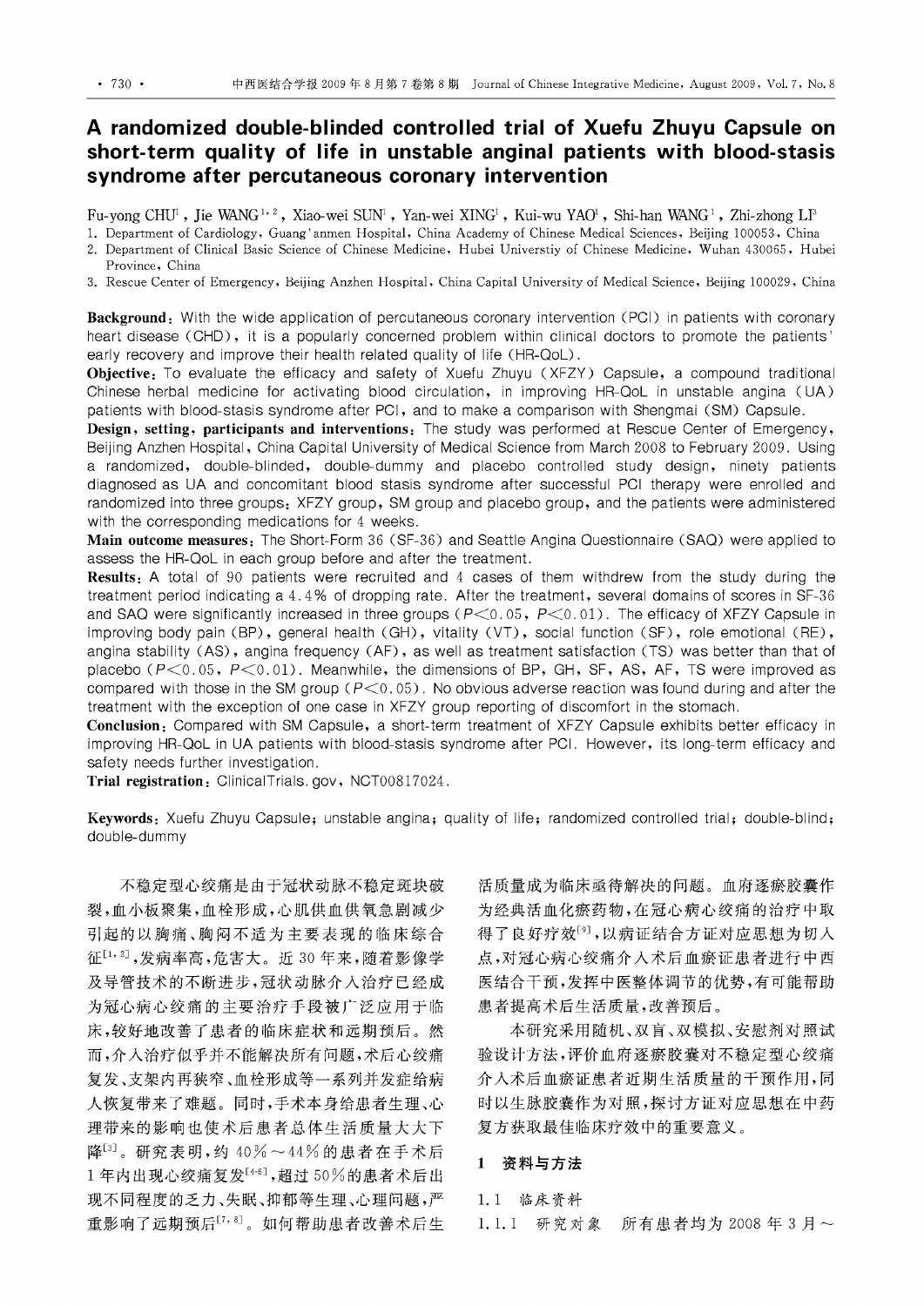# A randomized double-blinded controlled trial of Xuefu Zhuyu Capsule on short-term quality of life in unstable anginal patients with blood-stasis syndrome after percutaneous coronary intervention

Fu-yong CHU[1], Jie WANG[1,2], Xiao-wei SUN[1], Yan-wei XING[1], Kui-wu YAO[1], Shi-han WANG[1], Zhi-zhong LI[3]

1. Department of Cardiology, Guang'anmen Hospital, China Academy of Chinese Medical Sciences, Beijing 100053, China
2. Department of Clinical Basic Science of Chinese Medicine, Hubei Universtiy of Chinese Medicine, Wuhan 430065, Hubei Province, China
3. Rescue Center of Emergency, Beijing Anzhen Hospital, China Capital University of Medical Science, Beijing 100029, China

**Background**: With the wide application of percutaneous coronary intervention (PCI) in patients with coronary heart disease (CHD), it is a popularly concerned problem within clinical doctors to promote the patients' early recovery and improve their health related quality of life (HR-QoL).

**Objective**: To evaluate the efficacy and safety of Xuefu Zhuyu (XFZY) Capsule, a compound traditional Chinese herbal medicine for activating blood circulation, in improving HR-QoL in unstable angina (UA) patients with blood-stasis syndrome after PCI, and to make a comparison with Shengmai (SM) Capsule.

**Design, setting, participants and interventions**: The study was performed at Rescue Center of Emergency, Beijing Anzhen Hospital, China Capital University of Medical Science from March 2008 to February 2009. Using a randomized, double-blinded, double-dummy and placebo controlled study design, ninety patients diagnosed as UA and concomitant blood stasis syndrome after successful PCI therapy were enrolled and randomized into three groups: XFZY group, SM group and placebo group, and the patients were administered with the corresponding medications for 4 weeks.

**Main outcome measures**: The Short-Form 36 (SF-36) and Seattle Angina Questionnaire (SAQ) were applied to assess the HR-QoL in each group before and after the treatment.

**Results**: A total of 90 patients were recruited and 4 cases of them withdrew from the study during the treatment period indicating a 4.4% of dropping rate. After the treatment, several domains of scores in SF-36 and SAQ were significantly increased in three groups ($P<0.05$, $P<0.01$). The efficacy of XFZY Capsule in improving body pain (BP), general health (GH), vitality (VT), social function (SF), role emotional (RE), angina stability (AS), angina frequency (AF), as well as treatment satisfaction (TS) was better than that of placebo ($P<0.05$, $P<0.01$). Meanwhile, the dimensions of BP, GH, SF, AS, AF, TS were improved as compared with those in the SM group ($P<0.05$). No obvious adverse reaction was found during and after the treatment with the exception of one case in XFZY group reporting of discomfort in the stomach.

**Conclusion**: Compared with SM Capsule, a short-term treatment of XFZY Capsule exhibits better efficacy in improving HR-QoL in UA patients with blood-stasis syndrome after PCI. However, its long-term efficacy and safety needs further investigation.

**Trial registration**: ClinicalTrials.gov, NCT00817024.

**Keywords**: Xuefu Zhuyu Capsule; unstable angina; quality of life; randomized controlled trial; double-blind; double-dummy

不稳定型心绞痛是由于冠状动脉不稳定斑块破裂,血小板聚集,血栓形成,心肌供血供氧急剧减少引起的以胸痛、胸闷不适为主要表现的临床综合征[1,2],发病率高,危害大。近30年来,随着影像学及导管技术的不断进步,冠状动脉介入治疗已经成为冠心病心绞痛的主要治疗手段被广泛应用于临床,较好地改善了患者的临床症状和远期预后。然而,介入治疗似乎并不能解决所有问题,术后心绞痛复发、支架内再狭窄、血栓形成等一系列并发症给病人恢复带来了难题。同时,手术本身给患者生理、心理带来的影响也使术后患者总体生活质量大大下降[3]。研究表明,约40%~44%的患者在手术后1年内出现心绞痛复发[4-6],超过50%的患者术后出现不同程度的乏力、失眠、抑郁等生理、心理问题,严重影响了远期预后[7,8]。如何帮助患者改善术后生活质量成为临床亟待解决的问题。血府逐瘀胶囊作为经典活血化瘀药物,在冠心病心绞痛的治疗中取得了良好疗效[9],以病证结合方证对应思想为切入点,对冠心病心绞痛介入术后血瘀证患者进行中西医结合干预,发挥中医整体调节的优势,有可能帮助患者提高术后生活质量,改善预后。

本研究采用随机、双盲、双模拟、安慰剂对照试验设计方法,评价血府逐瘀胶囊对不稳定型心绞痛介入术后血瘀证患者近期生活质量的干预作用,同时以生脉胶囊作为对照,探讨方证对应思想在中药复方获取最佳临床疗效中的重要意义。

## 1 资料与方法

### 1.1 临床资料

1.1.1 研究对象 所有患者均为2008年3月~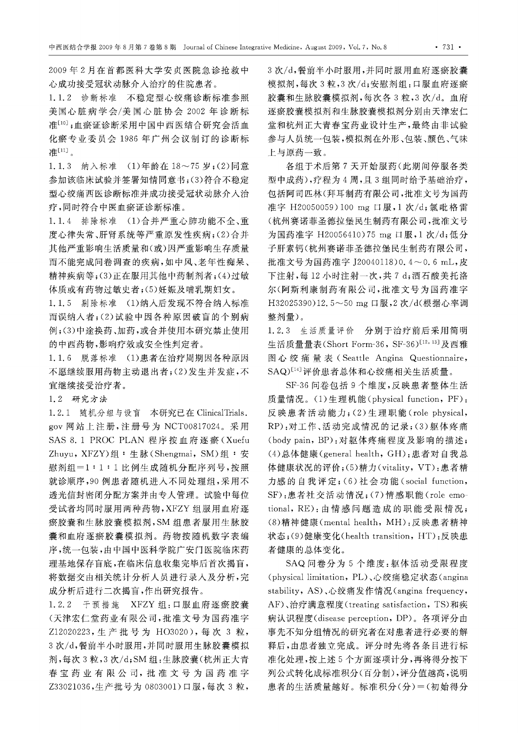2009年2月在首都医科大学安贞医院急诊抢救中心成功接受冠状动脉介入治疗的住院患者。

1.1.2 诊断标准 不稳定型心绞痛诊断标准参照美国心脏病学会/美国心脏协会2002年诊断标准[10]；血瘀证诊断采用中国中西医结合研究会活血化瘀专业委员会1986年广州会议制订的诊断标准[11]。

1.1.3 纳入标准 (1)年龄在18～75岁；(2)同意参加该临床试验并签署知情同意书；(3)符合不稳定型心绞痛西医诊断标准并成功接受冠状动脉介入治疗，同时符合中医血瘀证诊断标准。

1.1.4 排除标准 (1)合并严重心肺功能不全、重度心律失常、肝肾系统等严重原发性疾病；(2)合并其他严重影响生活质量和(或)因严重影响生存质量而不能完成问卷调查的疾病，如中风、老年性痴呆、精神疾病等；(3)正在服用其他中药制剂者；(4)过敏体质或有药物过敏史者；(5)妊娠及哺乳期妇女。

1.1.5 剔除标准 (1)纳入后发现不符合纳入标准而误纳入者；(2)试验中因各种原因破盲的个别病例；(3)中途换药、加药，或合并使用本研究禁止使用的中西药物，影响疗效或安全性判定者。

1.1.6 脱落标准 (1)患者在治疗周期因各种原因不愿继续服用药物主动退出者；(2)发生并发症，不宜继续接受治疗者。

1.2 研究方法

1.2.1 随机分组与设盲 本研究已在ClinicalTrials.gov网站上注册，注册号为NCT00817024。采用SAS 8.1 PROC PLAN程序按血府逐瘀(Xuefu Zhuyu, XFZY)组∶生脉(Shengmai, SM)组∶安慰剂组＝1∶1∶1比例生成随机分配序列号，按照就诊顺序，90例患者随机进入不同处理组，采用不透光信封密闭分配方案并由专人管理。试验中每位受试者均同时服用两种药物，XFZY组服用血府逐瘀胶囊和生脉胶囊模拟剂，SM组患者服用生脉胶囊和血府逐瘀胶囊模拟剂。药物按随机数字表编序，统一包装，由中国中医科学院广安门医院临床药理基地保存盲底，在临床信息收集完毕后首次揭盲，将数据交由相关统计分析人员进行录入及分析，完成分析后进行二次揭盲，作出研究报告。

1.2.2 干预措施 XFZY组：口服血府逐瘀胶囊(天津宏仁堂药业有限公司，批准文号为国药准字Z12020223，生产批号为HO3020)，每次3粒，3次/d，餐前半小时服用，并同时服用生脉胶囊模拟剂，每次3粒，3次/d；SM组：生脉胶囊(杭州正大青春宝药业有限公司，批准文号为国药准字Z33021036，生产批号为0803001)口服，每次3粒，3次/d，餐前半小时服用，并同时服用血府逐瘀胶囊模拟剂，每次3粒，3次/d；安慰剂组：口服血府逐瘀胶囊和生脉胶囊模拟剂，每次各3粒，3次/d。血府逐瘀胶囊模拟剂和生脉胶囊模拟剂分别由天津宏仁堂和杭州正大青春宝药业设计生产，最终由非试验参与人员统一包装，模拟剂在外形、包装、颜色、气味上与原药一致。

各组于术后第7天开始服药(此期间停服各类型中成药)，疗程为4周，且3组同时给予基础治疗，包括阿司匹林(拜耳制药有限公司，批准文号为国药准字H20050059)100 mg口服，1次/d；氯吡格雷(杭州赛诺菲圣德拉堡民生制药有限公司，批准文号为国药准字H20056410)75 mg口服，1次/d；低分子肝素钙(杭州赛诺菲圣德拉堡民生制药有限公司，批准文号为国药准字J20040118)0.4～0.6 mL，皮下注射，每12小时注射一次，共7 d；酒石酸美托洛尔(阿斯利康制药有限公司，批准文号为国药准字H32025390)12.5～50 mg口服，2次/d(根据心率调整剂量)。

1.2.3 生活质量评价 分别于治疗前后采用简明生活质量量表(Short Form-36, SF-36)[12,13]及西雅图心绞痛量表(Seattle Angina Questionnaire, SAQ)[14]评价患者总体和心绞痛相关生活质量。

SF-36问卷包括9个维度，反映患者整体生活质量情况。(1)生理机能(physical function, PF)：反映患者活动能力；(2)生理职能(role physical, RP)：对工作、活动完成情况的记录；(3)躯体疼痛(body pain, BP)：对躯体疼痛程度及影响的描述；(4)总体健康(general health, GH)：患者对自我总体健康状况的评价；(5)精力(vitality, VT)：患者精力感的自我评定；(6)社会功能(social function, SF)：患者社交活动情况；(7)情感职能(role emotional, RE)：由情感问题造成的职能受限情况；(8)精神健康(mental health, MH)：反映患者精神状态；(9)健康变化(health transition, HT)：反映患者健康的总体变化。

SAQ问卷分为5个维度：躯体活动受限程度(physical limitation, PL)、心绞痛稳定状态(angina stability, AS)、心绞痛发作情况(angina frequency, AF)、治疗满意程度(treating satisfaction, TS)和疾病认识程度(disease perception, DP)。各项评分由事先不知分组情况的研究者在对患者进行必要的解释后，由患者独立完成。评分时先将各条目进行标准化处理，按上述5个方面逐项计分，再将得分按下列公式转化成标准积分(百分制)，评分值越高，说明患者的生活质量越好。标准积分(分)＝(初始得分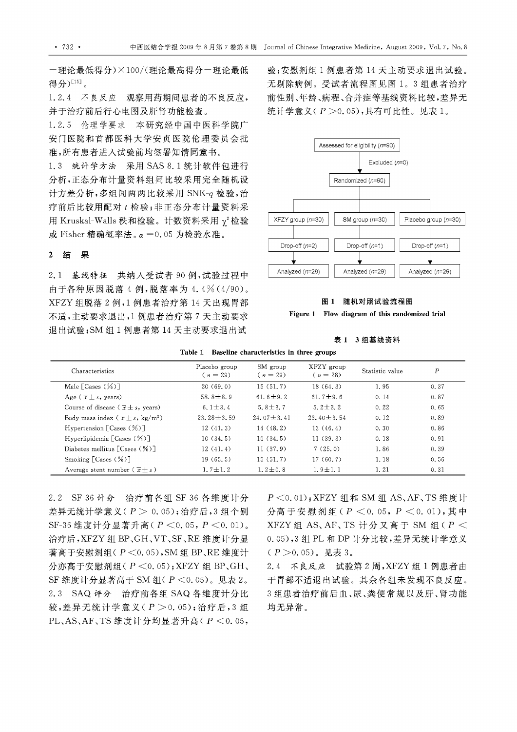一理论最低得分)×100/(理论最高得分一理论最低得分)[15]。

1.2.4 不良反应 观察用药期间患者的不良反应,并于治疗前后行心电图及肝肾功能检查。

1.2.5 伦理学要求 本研究经中国中医科学院广安门医院和首都医科大学安贞医院伦理委员会批准,所有患者进入试验前均签署知情同意书。

1.3 统计学方法 采用 SAS 8.1 统计软件包进行分析,正态分布计量资料组间比较采用完全随机设计方差分析,多组间两两比较采用 SNK-$q$ 检验,治疗前后比较用配对 $t$ 检验;非正态分布计量资料采用 Kruskal-Walls 秩和检验。计数资料采用 $\chi^2$ 检验或 Fisher 精确概率法。$\alpha=0.05$ 为检验水准。

## 2 结 果

2.1 基线特征 共纳入受试者 90 例,试验过程中由于各种原因脱落 4 例,脱落率为 4.4%(4/90)。XFZY 组脱落 2 例,1 例患者治疗第 14 天出现胃部不适,主动要求退出,1 例患者治疗第 7 天主动要求退出试验;SM 组 1 例患者第 14 天主动要求退出试验;安慰剂组 1 例患者第 14 天主动要求退出试验。无剔除病例。受试者流程图见图 1。3 组患者治疗前性别、年龄、病程、合并症等基线资料比较,差异无统计学意义($P>0.05$),具有可比性。见表 1。

Assessed for eligibility ($n$=90)
Excluded ($n$=0)
Randomized ($n$=90)

| XFZY group ($n$=30) | SM group ($n$=30) | Placebo group ($n$=30) |
|---|---|---|
| Drop-off ($n$=2) | Drop-off ($n$=1) | Drop-off ($n$=1) |
| Analyzed ($n$=28) | Analyzed ($n$=29) | Analyzed ($n$=29) |

图 1 随机对照试验流程图

Figure 1 Flow diagram of this randomized trial

表 1 3 组基线资料

Table 1 Baseline characteristics in three groups

| Characteristics | Placebo group ($n$ = 29) | SM group ($n$ = 29) | XFZY group ($n$ = 28) | Statistic value | $P$ |
|---|---|---|---|---|---|
| Male [Cases (%)] | 20 (69.0) | 15 (51.7) | 18 (64.3) | 1.95 | 0.37 |
| Age ($\bar{x}\pm s$, years) | 58.8±8.9 | 61.6±9.2 | 61.7±9.6 | 0.14 | 0.87 |
| Course of disease ($\bar{x}\pm s$, years) | 6.1±3.4 | 5.8±3.7 | 5.2±3.2 | 0.22 | 0.65 |
| Body mass index ($\bar{x}\pm s$, kg/m$^2$) | 23.28±3.59 | 24.07±3.41 | 23.40±3.54 | 0.12 | 0.89 |
| Hypertension [Cases (%)] | 12 (41.3) | 14 (48.2) | 13 (46.4) | 0.30 | 0.86 |
| Hyperlipidemia [Cases (%)] | 10 (34.5) | 10 (34.5) | 11 (39.3) | 0.18 | 0.91 |
| Diabetes mellitus [Cases (%)] | 12 (41.4) | 11 (37.9) | 7 (25.0) | 1.86 | 0.39 |
| Smoking [Cases (%)] | 19 (65.5) | 15 (51.7) | 17 (60.7) | 1.18 | 0.56 |
| Average stent number ($\bar{x}\pm s$) | 1.7±1.2 | 1.2±0.8 | 1.9±1.1 | 1.21 | 0.31 |

2.2 SF-36 计分 治疗前各组 SF-36 各维度计分差异无统计学意义($P>0.05$);治疗后,3 组个别 SF-36 维度计分显著升高($P<0.05$, $P<0.01$)。治疗后,XFZY 组 BP、GH、VT、SF、RE 维度计分显著高于安慰剂组($P<0.05$),SM 组 BP、RE 维度计分亦高于安慰剂组($P<0.05$);XFZY 组 BP、GH、SF 维度计分显著高于 SM 组($P<0.05$)。见表 2。

2.3 SAQ 评分 治疗前各组 SAQ 各维度计分比较,差异无统计学意义($P>0.05$);治疗后,3 组 PL、AS、AF、TS 维度计分均显著升高($P<0.05$, $P<0.01$);XFZY 组和 SM 组 AS、AF、TS 维度计分高于安慰剂组($P<0.05$, $P<0.01$),其中 XFZY 组 AS、AF、TS 计分又高于 SM 组($P<0.05$),3 组 PL 和 DP 计分比较,差异无统计学意义($P>0.05$)。见表 3。

2.4 不良反应 试验第 2 周,XFZY 组 1 例患者由于胃部不适退出试验。其余各组未发现不良反应。3 组患者治疗前后血、尿、粪便常规以及肝、肾功能均无异常。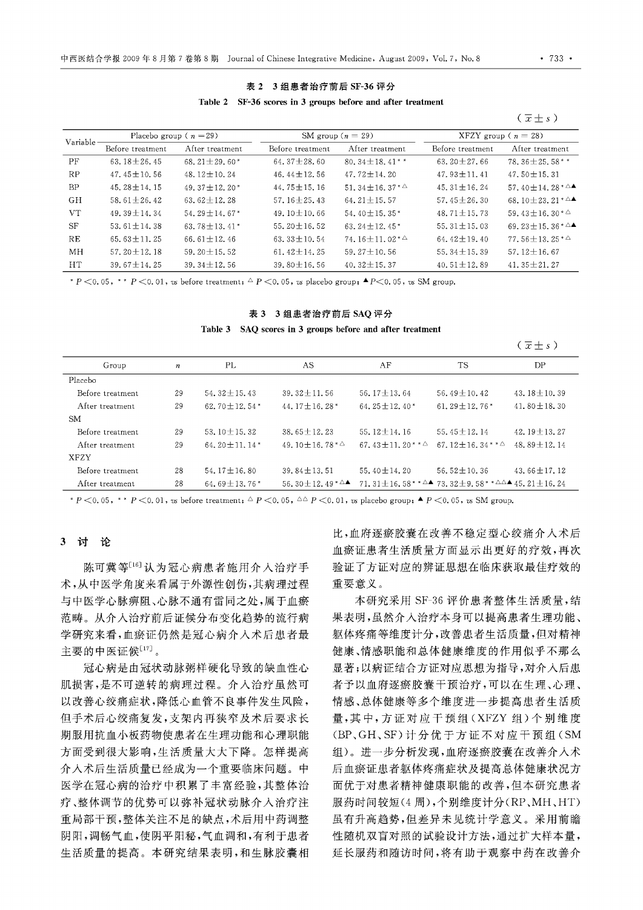表 2　3组患者治疗前后SF-36评分

Table 2　SF-36 scores in 3 groups before and after treatment

($\bar{x} \pm s$)

| Variable | Placebo group ($n$ = 29) | | SM group ($n$ = 29) | | XFZY group ($n$ = 28) | |
|---|---|---|---|---|---|---|
| | Before treatment | After treatment | Before treatment | After treatment | Before treatment | After treatment |
| PF | 63.18±26.45 | 68.21±29.60* | 64.37±28.60 | 80.34±18.41** | 63.20±27.66 | 78.36±25.58** |
| RP | 47.45±10.56 | 48.12±10.24 | 46.44±12.56 | 47.72±14.20 | 47.93±11.41 | 47.50±15.31 |
| BP | 45.28±14.15 | 49.37±12.20* | 44.75±15.16 | 51.34±16.37*△ | 45.31±16.24 | 57.40±14.28*△▲ |
| GH | 58.61±26.42 | 63.62±12.28 | 57.16±25.43 | 64.21±15.57 | 57.45±26.30 | 68.10±23.21*△▲ |
| VT | 49.39±14.34 | 54.29±14.67* | 49.10±10.66 | 54.40±15.35* | 48.71±15.73 | 59.43±16.30*△ |
| SF | 53.61±14.38 | 63.78±13.41* | 55.20±16.52 | 63.24±12.45* | 55.31±15.03 | 69.23±15.36*△▲ |
| RE | 65.63±11.25 | 66.61±12.46 | 63.33±10.54 | 74.16±11.02*△ | 64.42±19.40 | 77.56±13.25*△ |
| MH | 57.20±12.18 | 59.20±15.52 | 61.42±14.25 | 59.27±10.56 | 55.34±15.39 | 57.12±16.67 |
| HT | 39.67±14.25 | 39.34±12.56 | 39.80±16.56 | 40.32±15.37 | 40.51±12.89 | 41.35±21.27 |

* $P<0.05$, ** $P<0.01$, *vs* before treatment; △ $P<0.05$, *vs* placebo group; ▲ $P<0.05$, *vs* SM group.

表 3　3组患者治疗前后SAQ评分

Table 3　SAQ scores in 3 groups before and after treatment

($\bar{x} \pm s$)

| Group | $n$ | PL | AS | AF | TS | DP |
|---|---|---|---|---|---|---|
| Placebo | | | | | | |
| Before treatment | 29 | 54.32±15.43 | 39.32±11.56 | 56.17±13.64 | 56.49±10.42 | 43.18±10.39 |
| After treatment | 29 | 62.70±12.54* | 44.17±16.28* | 64.25±12.40* | 61.29±12.76* | 41.80±18.30 |
| SM | | | | | | |
| Before treatment | 29 | 53.10±15.32 | 38.65±12.23 | 55.12±14.16 | 55.45±12.14 | 42.19±13.27 |
| After treatment | 29 | 64.20±11.14* | 49.10±16.78*△ | 67.43±11.20**△ | 67.12±16.34**△ | 48.89±12.14 |
| XFZY | | | | | | |
| Before treatment | 28 | 54.17±16.80 | 39.84±13.51 | 55.40±14.20 | 56.52±10.36 | 43.66±17.12 |
| After treatment | 28 | 64.69±13.76* | 56.30±12.49*△▲ | 71.31±16.58**△▲ | 73.32±9.58**△△▲ | 45.21±16.24 |

* $P<0.05$, ** $P<0.01$, *vs* before treatment; △ $P<0.05$, △△ $P<0.01$, *vs* placebo group; ▲ $P<0.05$, *vs* SM group.

## 3　讨　论

陈可冀等[16]认为冠心病患者施用介入治疗手术，从中医学角度来看属于外源性创伤，其病理过程与中医学心脉痹阻、心脉不通有雷同之处，属于血瘀范畴。从介入治疗前后证候分布变化趋势的流行病学研究来看，血瘀证仍然是冠心病介入术后患者最主要的中医证候[17]。

冠心病是由冠状动脉粥样硬化导致的缺血性心肌损害，是不可逆转的病理过程。介入治疗虽然可以改善心绞痛症状，降低心血管不良事件发生风险，但手术后心绞痛复发，支架内再狭窄及术后要求长期服用抗血小板药物使患者在生理功能和心理职能方面受到很大影响，生活质量大大下降。怎样提高介入术后生活质量已经成为一个重要临床问题。中医学在冠心病的治疗中积累了丰富经验，其整体治疗、整体调节的优势可以弥补冠状动脉介入治疗注重局部干预，整体关注不足的缺点，术后用中药调整阴阳，调畅气血，使阴平阳秘，气血调和，有利于患者生活质量的提高。本研究结果表明，和生脉胶囊相比，血府逐瘀胶囊在改善不稳定型心绞痛介入术后血瘀证患者生活质量方面显示出更好的疗效，再次验证了方证对应的辨证思想在临床获取最佳疗效的重要意义。

本研究采用SF-36评价患者整体生活质量，结果表明，虽然介入治疗本身可以提高患者生理功能、躯体疼痛等维度计分，改善患者生活质量，但对精神健康、情感职能和总体健康维度的作用似乎不那么显著；以病证结合方证对应思想为指导，对介入后患者予以血府逐瘀胶囊干预治疗，可以在生理、心理、情感、总体健康等多个维度进一步提高患者生活质量，其中，方证对应干预组(XFZY组)个别维度(BP、GH、SF)计分优于方证不对应干预组(SM组)。进一步分析发现，血府逐瘀胶囊在改善介入术后血瘀证患者躯体疼痛症状及提高总体健康状况方面优于对患者精神健康职能的改善，但本研究患者服药时间较短(4周)，个别维度计分(RP、MH、HT)虽有升高趋势，但差异未见统计学意义。采用前瞻性随机双盲对照的试验设计方法，通过扩大样本量，延长服药和随访时间，将有助于观察中药在改善介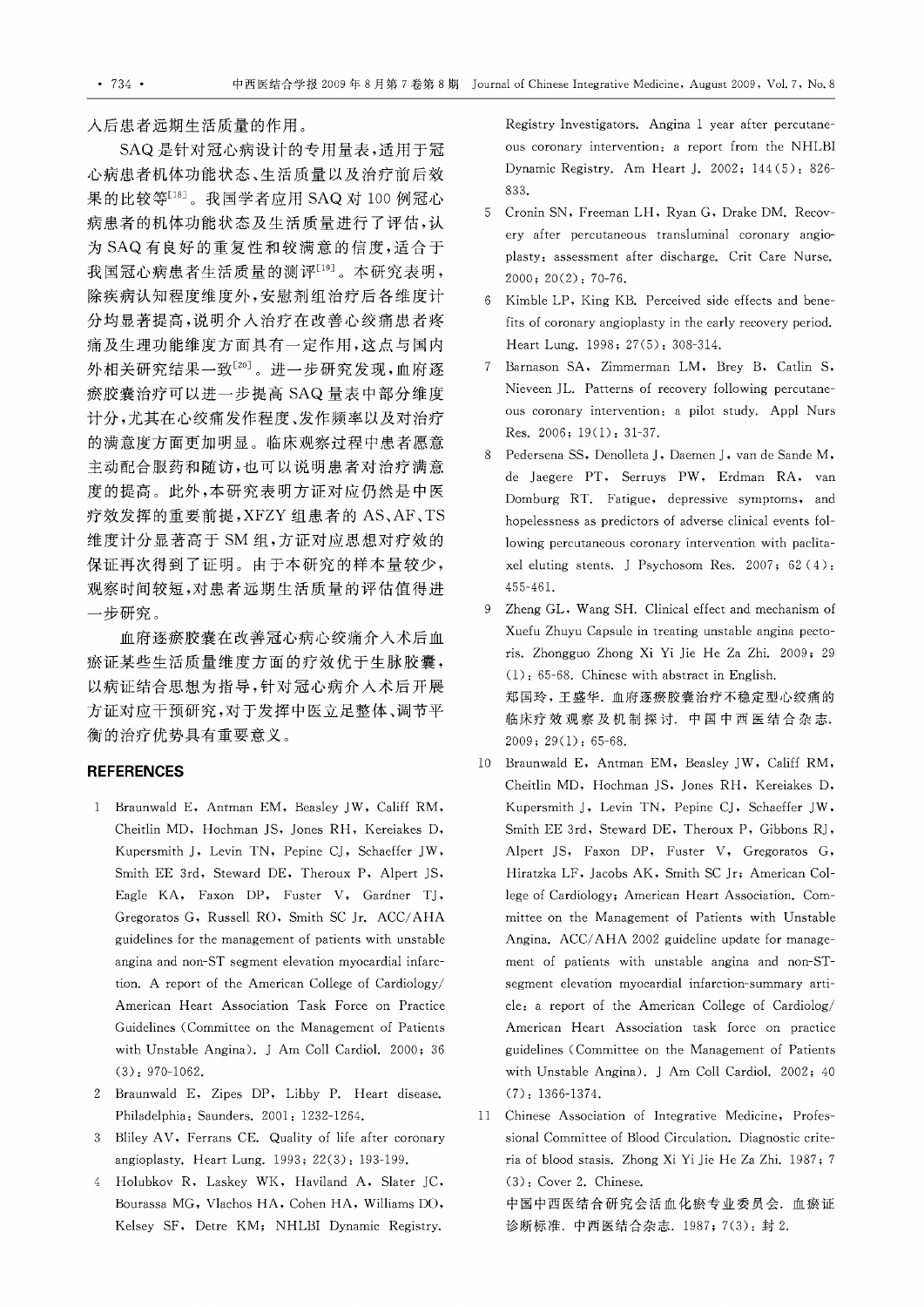入后患者远期生活质量的作用。

SAQ是针对冠心病设计的专用量表，适用于冠心病患者机体功能状态、生活质量以及治疗前后效果的比较等[18]。我国学者应用SAQ对100例冠心病患者的机体功能状态及生活质量进行了评估，认为SAQ有良好的重复性和较满意的信度，适合于我国冠心病患者生活质量的测评[19]。本研究表明，除疾病认知程度维度外，安慰剂组治疗后各维度计分均显著提高，说明介入治疗在改善心绞痛患者疼痛及生理功能维度方面具有一定作用，这点与国内外相关研究结果一致[20]。进一步研究发现，血府逐瘀胶囊治疗可以进一步提高SAQ量表中部分维度计分，尤其在心绞痛发作程度、发作频率以及对治疗的满意度方面更加明显。临床观察过程中患者愿意主动配合服药和随访，也可以说明患者对治疗满意度的提高。此外，本研究表明方证对应仍然是中医疗效发挥的重要前提，XFZY组患者的AS、AF、TS维度计分显著高于SM组，方证对应思想对疗效的保证再次得到了证明。由于本研究的样本量较少，观察时间较短，对患者远期生活质量的评估值得进一步研究。

血府逐瘀胶囊在改善冠心病心绞痛介入术后血瘀证某些生活质量维度方面的疗效优于生脉胶囊，以病证结合思想为指导，针对冠心病介入术后开展方证对应干预研究，对于发挥中医立足整体、调节平衡的治疗优势具有重要意义。

## REFERENCES

1. Braunwald E, Antman EM, Beasley JW, Califf RM, Cheitlin MD, Hochman JS, Jones RH, Kereiakes D, Kupersmith J, Levin TN, Pepine CJ, Schaeffer JW, Smith EE 3rd, Steward DE, Theroux P, Alpert JS, Eagle KA, Faxon DP, Fuster V, Gardner TJ, Gregoratos G, Russell RO, Smith SC Jr. ACC/AHA guidelines for the management of patients with unstable angina and non-ST segment elevation myocardial infarction. A report of the American College of Cardiology/American Heart Association Task Force on Practice Guidelines (Committee on the Management of Patients with Unstable Angina). J Am Coll Cardiol. 2000; 36(3): 970-1062.
2. Braunwald E, Zipes DP, Libby P. Heart disease. Philadelphia: Saunders. 2001: 1232-1264.
3. Bliley AV, Ferrans CE. Quality of life after coronary angioplasty. Heart Lung. 1993; 22(3): 193-199.
4. Holubkov R, Laskey WK, Haviland A, Slater JC, Bourassa MG, Vlachos HA, Cohen HA, Williams DO, Kelsey SF, Detre KM; NHLBI Dynamic Registry. Registry Investigators. Angina 1 year after percutaneous coronary intervention: a report from the NHLBI Dynamic Registry. Am Heart J. 2002; 144(5): 826-833.
5. Cronin SN, Freeman LH, Ryan G, Drake DM. Recovery after percutaneous transluminal coronary angioplasty: assessment after discharge. Crit Care Nurse. 2000; 20(2): 70-76.
6. Kimble LP, King KB. Perceived side effects and benefits of coronary angioplasty in the early recovery period. Heart Lung. 1998; 27(5): 308-314.
7. Barnason SA, Zimmerman LM, Brey B, Catlin S, Nieveen JL. Patterns of recovery following percutaneous coronary intervention: a pilot study. Appl Nurs Res. 2006; 19(1): 31-37.
8. Pedersena SS, Denolleta J, Daemen J, van de Sande M, de Jaegere PT, Serruys PW, Erdman RA, van Domburg RT. Fatigue, depressive symptoms, and hopelessness as predictors of adverse clinical events following percutaneous coronary intervention with paclitaxel eluting stents. J Psychosom Res. 2007; 62(4): 455-461.
9. Zheng GL, Wang SH. Clinical effect and mechanism of Xuefu Zhuyu Capsule in treating unstable angina pectoris. Zhongguo Zhong Xi Yi Jie He Za Zhi. 2009; 29(1): 65-68. Chinese with abstract in English.
   郑国玲，王盛华. 血府逐瘀胶囊治疗不稳定型心绞痛的临床疗效观察及机制探讨. 中国中西医结合杂志. 2009; 29(1): 65-68.
10. Braunwald E, Antman EM, Beasley JW, Califf RM, Cheitlin MD, Hochman JS, Jones RH, Kereiakes D, Kupersmith J, Levin TN, Pepine CJ, Schaeffer JW, Smith EE 3rd, Steward DE, Theroux P, Gibbons RJ, Alpert JS, Faxon DP, Fuster V, Gregoratos G, Hiratzka LF, Jacobs AK, Smith SC Jr; American College of Cardiology; American Heart Association. Committee on the Management of Patients with Unstable Angina. ACC/AHA 2002 guideline update for management of patients with unstable angina and non-ST-segment elevation myocardial infarction-summary article: a report of the American College of Cardiolog/American Heart Association task force on practice guidelines (Committee on the Management of Patients with Unstable Angina). J Am Coll Cardiol. 2002; 40(7): 1366-1374.
11. Chinese Association of Integrative Medicine, Professional Committee of Blood Circulation. Diagnostic criteria of blood stasis. Zhong Xi Yi Jie He Za Zhi. 1987; 7(3): Cover 2. Chinese.
    中国中西医结合研究会活血化瘀专业委员会. 血瘀证诊断标准. 中西医结合杂志. 1987; 7(3): 封2.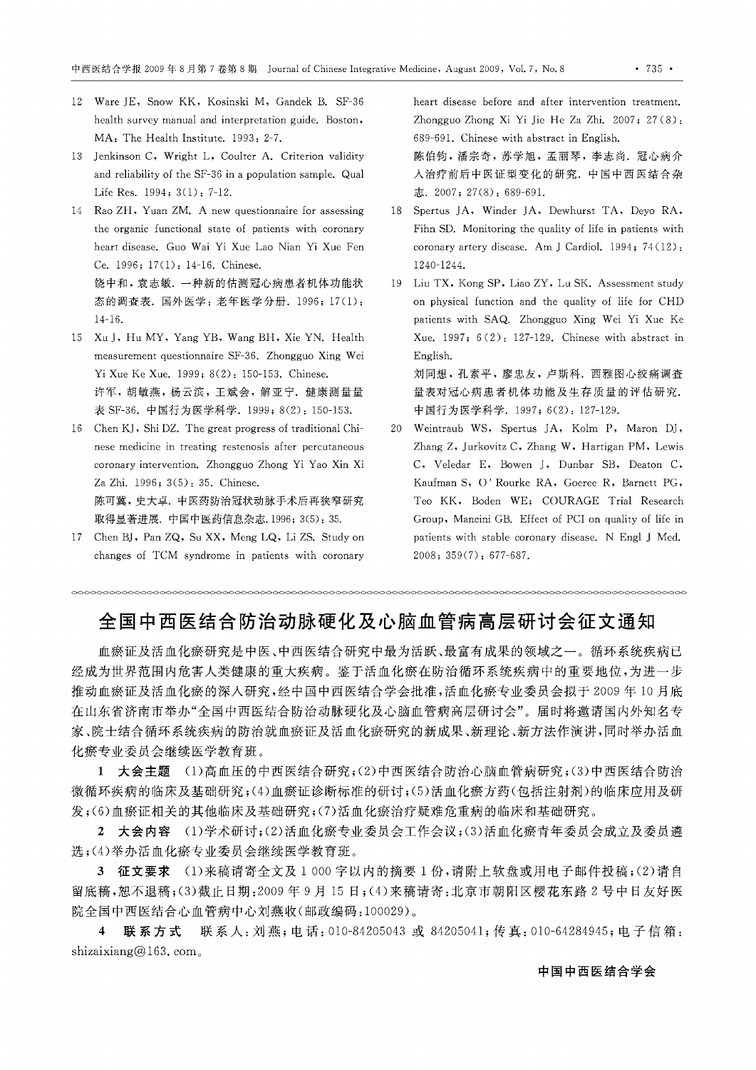12 Ware JE, Snow KK, Kosinski M, Gandek B. SF-36 health survey manual and interpretation guide. Boston, MA: The Health Institute. 1993: 2-7.

13 Jenkinson C, Wright L, Coulter A. Criterion validity and reliability of the SF-36 in a population sample. Qual Life Res. 1994; 3(1): 7-12.

14 Rao ZH, Yuan ZM. A new questionnaire for assessing the organic functional state of patients with coronary heart disease. Guo Wai Yi Xue Lao Nian Yi Xue Fen Ce. 1996; 17(1): 14-16. Chinese.
饶中和，袁志敏. 一种新的估测冠心病患者机体功能状态的调查表. 国外医学：老年医学分册. 1996; 17(1): 14-16.

15 Xu J, Hu MY, Yang YB, Wang BH, Xie YN. Health measurement questionnaire SF-36. Zhongguo Xing Wei Yi Xue Ke Xue. 1999; 8(2): 150-153. Chinese.
许军，胡敏燕，杨云滨，王斌会，解亚宁. 健康测量量表 SF-36. 中国行为医学科学. 1999; 8(2): 150-153.

16 Chen KJ, Shi DZ. The great progress of traditional Chinese medicine in treating restenosis after percutaneous coronary intervention. Zhongguo Zhong Yi Yao Xin Xi Za Zhi. 1996; 3(5): 35. Chinese.
陈可冀，史大卓. 中医药防治冠状动脉手术后再狭窄研究取得显著进展. 中国中医药信息杂志. 1996; 3(5): 35.

17 Chen BJ, Pan ZQ, Su XX, Meng LQ, Li ZS. Study on changes of TCM syndrome in patients with coronary heart disease before and after intervention treatment. Zhongguo Zhong Xi Yi Jie He Za Zhi. 2007; 27(8): 689-691. Chinese with abstract in English.
陈伯钧，潘宗奇，苏学旭，孟丽琴，李志尚. 冠心病介入治疗前后中医证型变化的研究. 中国中西医结合杂志. 2007; 27(8): 689-691.

18 Spertus JA, Winder JA, Dewhurst TA, Deyo RA, Fihn SD. Monitoring the quality of life in patients with coronary artery disease. Am J Cardiol. 1994; 74(12): 1240-1244.

19 Liu TX, Kong SP, Liao ZY, Lu SK. Assessment study on physical function and the quality of life for CHD patients with SAQ. Zhongguo Xing Wei Yi Xue Ke Xue. 1997; 6(2): 127-129. Chinese with abstract in English.
刘同想，孔素平，廖忠友，卢斯科. 西雅图心绞痛调查量表对冠心病患者机体功能及生存质量的评估研究. 中国行为医学科学. 1997; 6(2): 127-129.

20 Weintraub WS, Spertus JA, Kolm P, Maron DJ, Zhang Z, Jurkovitz C, Zhang W, Hartigan PM, Lewis C, Veledar E, Bowen J, Dunbar SB, Deaton C, Kaufman S, O'Rourke RA, Goeree R, Barnett PG, Teo KK, Boden WE; COURAGE Trial Research Group, Mancini GB. Effect of PCI on quality of life in patients with stable coronary disease. N Engl J Med. 2008; 359(7): 677-687.

# 全国中西医结合防治动脉硬化及心脑血管病高层研讨会征文通知

血瘀证及活血化瘀研究是中医、中西医结合研究中最为活跃、最富有成果的领域之一。循环系统疾病已经成为世界范围内危害人类健康的重大疾病。鉴于活血化瘀在防治循环系统疾病中的重要地位，为进一步推动血瘀证及活血化瘀的深入研究，经中国中西医结合学会批准，活血化瘀专业委员会拟于 2009 年 10 月底在山东省济南市举办"全国中西医结合防治动脉硬化及心脑血管病高层研讨会"。届时将邀请国内外知名专家、院士结合循环系统疾病的防治就血瘀证及活血化瘀研究的新成果、新理论、新方法作演讲，同时举办活血化瘀专业委员会继续医学教育班。

**1 大会主题** (1)高血压的中西医结合研究；(2)中西医结合防治心脑血管病研究；(3)中西医结合防治微循环疾病的临床及基础研究；(4)血瘀证诊断标准的研讨；(5)活血化瘀方药(包括注射剂)的临床应用及研发；(6)血瘀证相关的其他临床及基础研究；(7)活血化瘀治疗疑难危重病的临床和基础研究。

**2 大会内容** (1)学术研讨；(2)活血化瘀专业委员会工作会议；(3)活血化瘀青年委员会成立及委员遴选；(4)举办活血化瘀专业委员会继续医学教育班。

**3 征文要求** (1)来稿请寄全文及 1 000 字以内的摘要 1 份，请附上软盘或用电子邮件投稿；(2)请自留底稿，恕不退稿；(3)截止日期：2009 年 9 月 15 日；(4)来稿请寄：北京市朝阳区樱花东路 2 号中日友好医院全国中西医结合心血管病中心刘燕收(邮政编码：100029)。

**4 联系方式** 联系人：刘燕；电话：010-84205043 或 84205041；传真：010-64284945；电子信箱：shizaixiang@163.com。

**中国中西医结合学会**